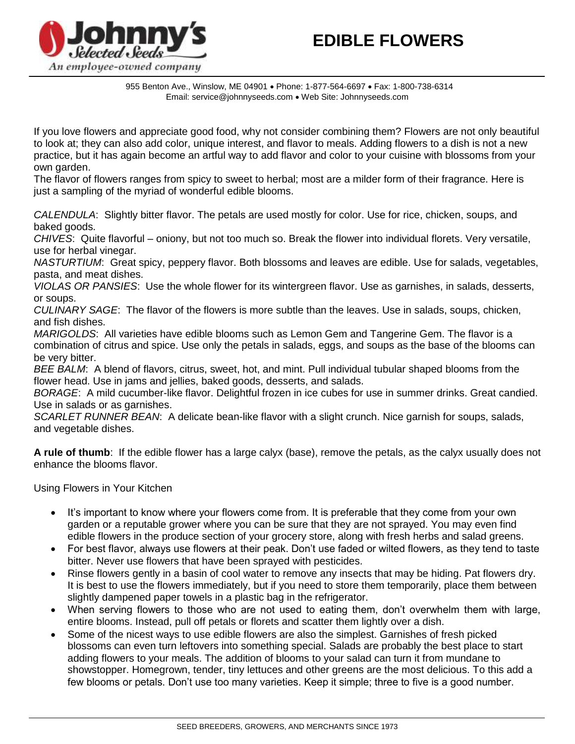# EDIBLE FLOWERS

Johnny's Selected Seeds
An employee-owned company

955 Benton Ave., Winslow, ME 04901 • Phone: 1-877-564-6697 • Fax: 1-800-738-6314
Email: service@johnnyseeds.com • Web Site: Johnnyseeds.com

If you love flowers and appreciate good food, why not consider combining them? Flowers are not only beautiful to look at; they can also add color, unique interest, and flavor to meals. Adding flowers to a dish is not a new practice, but it has again become an artful way to add flavor and color to your cuisine with blossoms from your own garden.
The flavor of flowers ranges from spicy to sweet to herbal; most are a milder form of their fragrance. Here is just a sampling of the myriad of wonderful edible blooms.

*CALENDULA*: Slightly bitter flavor. The petals are used mostly for color. Use for rice, chicken, soups, and baked goods.
*CHIVES*: Quite flavorful – oniony, but not too much so. Break the flower into individual florets. Very versatile, use for herbal vinegar.
*NASTURTIUM*: Great spicy, peppery flavor. Both blossoms and leaves are edible. Use for salads, vegetables, pasta, and meat dishes.
*VIOLAS OR PANSIES*: Use the whole flower for its wintergreen flavor. Use as garnishes, in salads, desserts, or soups.
*CULINARY SAGE*: The flavor of the flowers is more subtle than the leaves. Use in salads, soups, chicken, and fish dishes.
*MARIGOLDS*: All varieties have edible blooms such as Lemon Gem and Tangerine Gem. The flavor is a combination of citrus and spice. Use only the petals in salads, eggs, and soups as the base of the blooms can be very bitter.
*BEE BALM*: A blend of flavors, citrus, sweet, hot, and mint. Pull individual tubular shaped blooms from the flower head. Use in jams and jellies, baked goods, desserts, and salads.
*BORAGE*: A mild cucumber-like flavor. Delightful frozen in ice cubes for use in summer drinks. Great candied. Use in salads or as garnishes.
*SCARLET RUNNER BEAN*: A delicate bean-like flavor with a slight crunch. Nice garnish for soups, salads, and vegetable dishes.

**A rule of thumb**: If the edible flower has a large calyx (base), remove the petals, as the calyx usually does not enhance the blooms flavor.

Using Flowers in Your Kitchen

- It's important to know where your flowers come from. It is preferable that they come from your own garden or a reputable grower where you can be sure that they are not sprayed. You may even find edible flowers in the produce section of your grocery store, along with fresh herbs and salad greens.
- For best flavor, always use flowers at their peak. Don't use faded or wilted flowers, as they tend to taste bitter. Never use flowers that have been sprayed with pesticides.
- Rinse flowers gently in a basin of cool water to remove any insects that may be hiding. Pat flowers dry. It is best to use the flowers immediately, but if you need to store them temporarily, place them between slightly dampened paper towels in a plastic bag in the refrigerator.
- When serving flowers to those who are not used to eating them, don't overwhelm them with large, entire blooms. Instead, pull off petals or florets and scatter them lightly over a dish.
- Some of the nicest ways to use edible flowers are also the simplest. Garnishes of fresh picked blossoms can even turn leftovers into something special. Salads are probably the best place to start adding flowers to your meals. The addition of blooms to your salad can turn it from mundane to showstopper. Homegrown, tender, tiny lettuces and other greens are the most delicious. To this add a few blooms or petals. Don't use too many varieties. Keep it simple; three to five is a good number.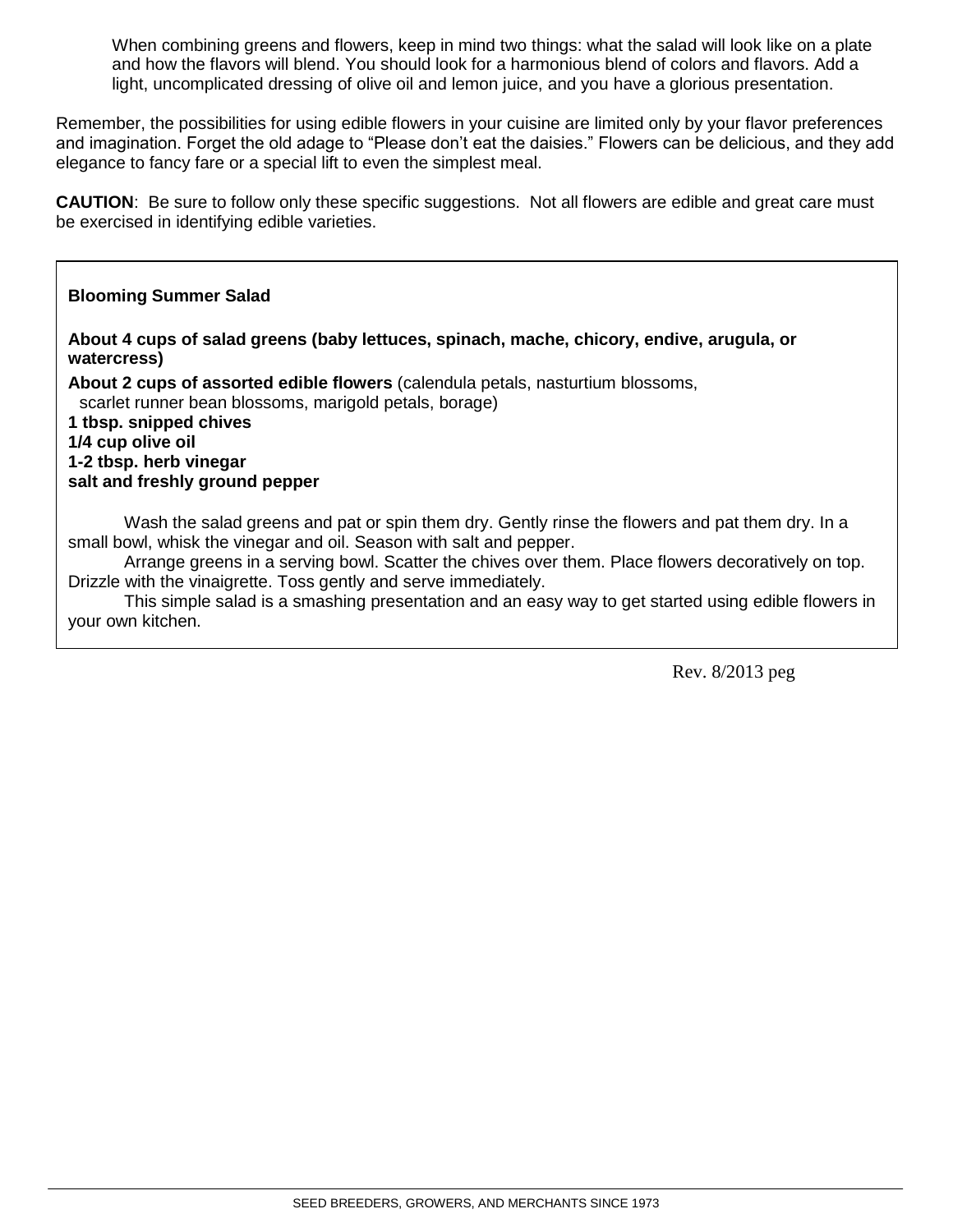When combining greens and flowers, keep in mind two things: what the salad will look like on a plate and how the flavors will blend. You should look for a harmonious blend of colors and flavors. Add a light, uncomplicated dressing of olive oil and lemon juice, and you have a glorious presentation.

Remember, the possibilities for using edible flowers in your cuisine are limited only by your flavor preferences and imagination. Forget the old adage to "Please don't eat the daisies." Flowers can be delicious, and they add elegance to fancy fare or a special lift to even the simplest meal.

**CAUTION**: Be sure to follow only these specific suggestions. Not all flowers are edible and great care must be exercised in identifying edible varieties.

**Blooming Summer Salad**

**About 4 cups of salad greens (baby lettuces, spinach, mache, chicory, endive, arugula, or watercress)**
**About 2 cups of assorted edible flowers** (calendula petals, nasturtium blossoms, scarlet runner bean blossoms, marigold petals, borage)
**1 tbsp. snipped chives**
**1/4 cup olive oil**
**1-2 tbsp. herb vinegar**
**salt and freshly ground pepper**

Wash the salad greens and pat or spin them dry. Gently rinse the flowers and pat them dry. In a small bowl, whisk the vinegar and oil. Season with salt and pepper.

Arrange greens in a serving bowl. Scatter the chives over them. Place flowers decoratively on top. Drizzle with the vinaigrette. Toss gently and serve immediately.

This simple salad is a smashing presentation and an easy way to get started using edible flowers in your own kitchen.

Rev. 8/2013 peg